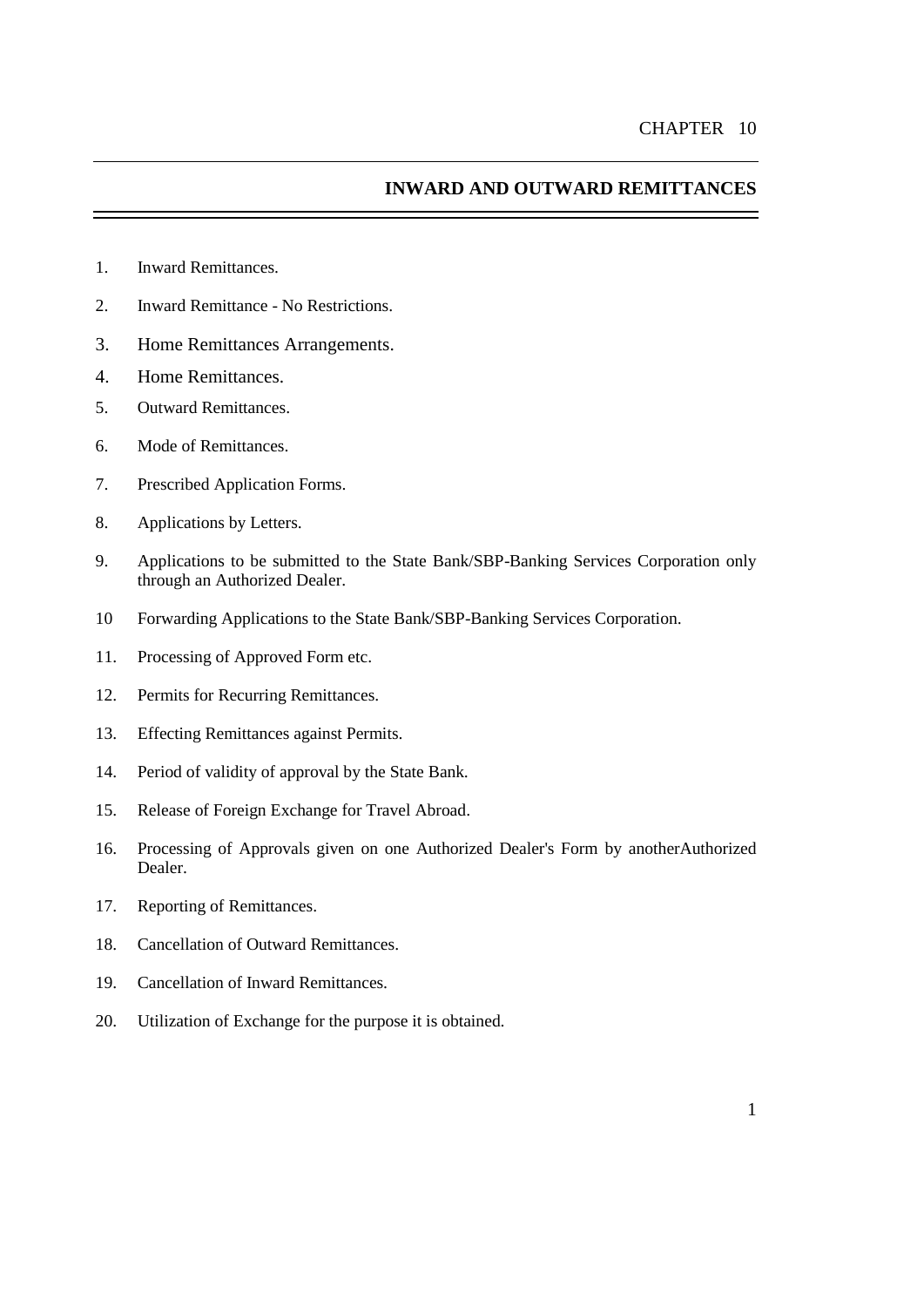CHAPTER 10

# INWARD AND OUTWARD REMITTANCES

1. Inward Remittances.
2. Inward Remittance - No Restrictions.
3. Home Remittances Arrangements.
4. Home Remittances.
5. Outward Remittances.
6. Mode of Remittances.
7. Prescribed Application Forms.
8. Applications by Letters.
9. Applications to be submitted to the State Bank/SBP-Banking Services Corporation only through an Authorized Dealer.
10. Forwarding Applications to the State Bank/SBP-Banking Services Corporation.
11. Processing of Approved Form etc.
12. Permits for Recurring Remittances.
13. Effecting Remittances against Permits.
14. Period of validity of approval by the State Bank.
15. Release of Foreign Exchange for Travel Abroad.
16. Processing of Approvals given on one Authorized Dealer's Form by anotherAuthorized Dealer.
17. Reporting of Remittances.
18. Cancellation of Outward Remittances.
19. Cancellation of Inward Remittances.
20. Utilization of Exchange for the purpose it is obtained.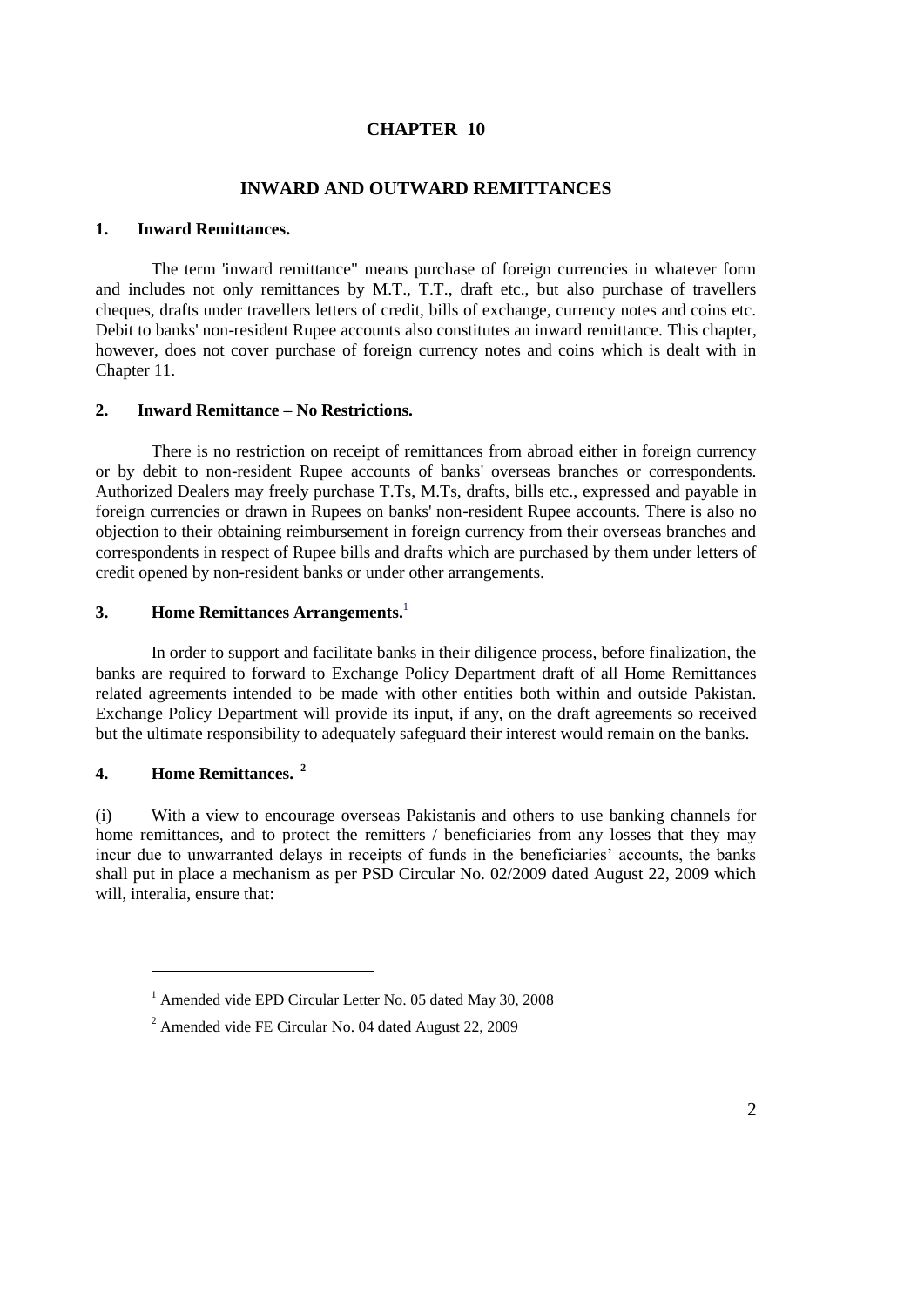# CHAPTER 10

## INWARD AND OUTWARD REMITTANCES

### 1. Inward Remittances.

The term 'inward remittance" means purchase of foreign currencies in whatever form and includes not only remittances by M.T., T.T., draft etc., but also purchase of travellers cheques, drafts under travellers letters of credit, bills of exchange, currency notes and coins etc. Debit to banks' non-resident Rupee accounts also constitutes an inward remittance. This chapter, however, does not cover purchase of foreign currency notes and coins which is dealt with in Chapter 11.

### 2. Inward Remittance – No Restrictions.

There is no restriction on receipt of remittances from abroad either in foreign currency or by debit to non-resident Rupee accounts of banks' overseas branches or correspondents. Authorized Dealers may freely purchase T.Ts, M.Ts, drafts, bills etc., expressed and payable in foreign currencies or drawn in Rupees on banks' non-resident Rupee accounts. There is also no objection to their obtaining reimbursement in foreign currency from their overseas branches and correspondents in respect of Rupee bills and drafts which are purchased by them under letters of credit opened by non-resident banks or under other arrangements.

### 3. Home Remittances Arrangements.[1]

In order to support and facilitate banks in their diligence process, before finalization, the banks are required to forward to Exchange Policy Department draft of all Home Remittances related agreements intended to be made with other entities both within and outside Pakistan. Exchange Policy Department will provide its input, if any, on the draft agreements so received but the ultimate responsibility to adequately safeguard their interest would remain on the banks.

### 4. Home Remittances. [2]

(i) With a view to encourage overseas Pakistanis and others to use banking channels for home remittances, and to protect the remitters / beneficiaries from any losses that they may incur due to unwarranted delays in receipts of funds in the beneficiaries' accounts, the banks shall put in place a mechanism as per PSD Circular No. 02/2009 dated August 22, 2009 which will, interalia, ensure that:

---

[1] Amended vide EPD Circular Letter No. 05 dated May 30, 2008

[2] Amended vide FE Circular No. 04 dated August 22, 2009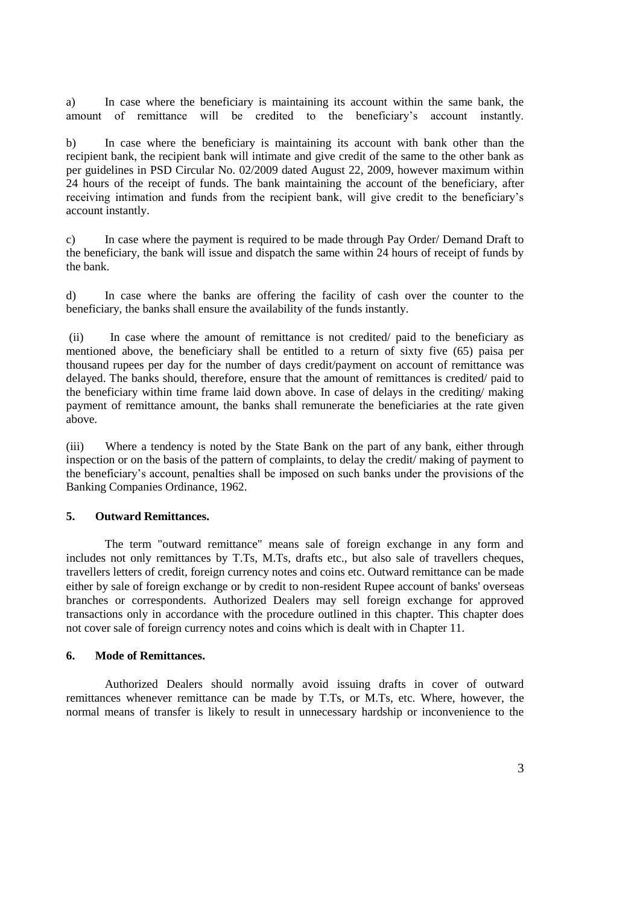a) In case where the beneficiary is maintaining its account within the same bank, the amount of remittance will be credited to the beneficiary's account instantly.

b) In case where the beneficiary is maintaining its account with bank other than the recipient bank, the recipient bank will intimate and give credit of the same to the other bank as per guidelines in PSD Circular No. 02/2009 dated August 22, 2009, however maximum within 24 hours of the receipt of funds. The bank maintaining the account of the beneficiary, after receiving intimation and funds from the recipient bank, will give credit to the beneficiary's account instantly.

c) In case where the payment is required to be made through Pay Order/ Demand Draft to the beneficiary, the bank will issue and dispatch the same within 24 hours of receipt of funds by the bank.

d) In case where the banks are offering the facility of cash over the counter to the beneficiary, the banks shall ensure the availability of the funds instantly.

(ii) In case where the amount of remittance is not credited/ paid to the beneficiary as mentioned above, the beneficiary shall be entitled to a return of sixty five (65) paisa per thousand rupees per day for the number of days credit/payment on account of remittance was delayed. The banks should, therefore, ensure that the amount of remittances is credited/ paid to the beneficiary within time frame laid down above. In case of delays in the crediting/ making payment of remittance amount, the banks shall remunerate the beneficiaries at the rate given above.

(iii) Where a tendency is noted by the State Bank on the part of any bank, either through inspection or on the basis of the pattern of complaints, to delay the credit/ making of payment to the beneficiary's account, penalties shall be imposed on such banks under the provisions of the Banking Companies Ordinance, 1962.

### 5. Outward Remittances.

The term "outward remittance" means sale of foreign exchange in any form and includes not only remittances by T.Ts, M.Ts, drafts etc., but also sale of travellers cheques, travellers letters of credit, foreign currency notes and coins etc. Outward remittance can be made either by sale of foreign exchange or by credit to non-resident Rupee account of banks' overseas branches or correspondents. Authorized Dealers may sell foreign exchange for approved transactions only in accordance with the procedure outlined in this chapter. This chapter does not cover sale of foreign currency notes and coins which is dealt with in Chapter 11.

### 6. Mode of Remittances.

Authorized Dealers should normally avoid issuing drafts in cover of outward remittances whenever remittance can be made by T.Ts, or M.Ts, etc. Where, however, the normal means of transfer is likely to result in unnecessary hardship or inconvenience to the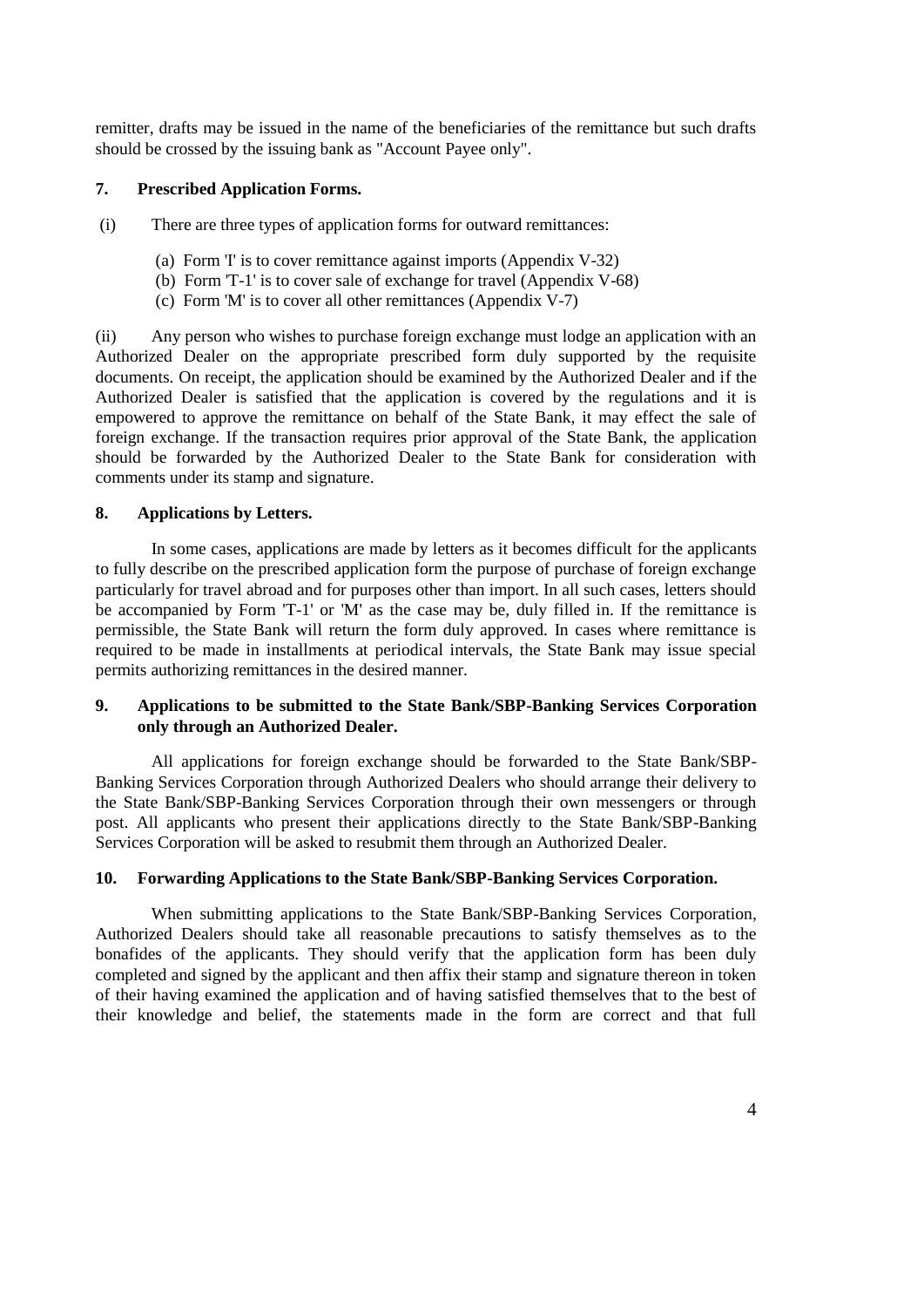remitter, drafts may be issued in the name of the beneficiaries of the remittance but such drafts should be crossed by the issuing bank as "Account Payee only".

### 7. Prescribed Application Forms.

(i) There are three types of application forms for outward remittances:

(a) Form 'I' is to cover remittance against imports (Appendix V-32)
(b) Form 'T-1' is to cover sale of exchange for travel (Appendix V-68)
(c) Form 'M' is to cover all other remittances (Appendix V-7)

(ii) Any person who wishes to purchase foreign exchange must lodge an application with an Authorized Dealer on the appropriate prescribed form duly supported by the requisite documents. On receipt, the application should be examined by the Authorized Dealer and if the Authorized Dealer is satisfied that the application is covered by the regulations and it is empowered to approve the remittance on behalf of the State Bank, it may effect the sale of foreign exchange. If the transaction requires prior approval of the State Bank, the application should be forwarded by the Authorized Dealer to the State Bank for consideration with comments under its stamp and signature.

### 8. Applications by Letters.

In some cases, applications are made by letters as it becomes difficult for the applicants to fully describe on the prescribed application form the purpose of purchase of foreign exchange particularly for travel abroad and for purposes other than import. In all such cases, letters should be accompanied by Form 'T-1' or 'M' as the case may be, duly filled in. If the remittance is permissible, the State Bank will return the form duly approved. In cases where remittance is required to be made in installments at periodical intervals, the State Bank may issue special permits authorizing remittances in the desired manner.

### 9. Applications to be submitted to the State Bank/SBP-Banking Services Corporation only through an Authorized Dealer.

All applications for foreign exchange should be forwarded to the State Bank/SBP-Banking Services Corporation through Authorized Dealers who should arrange their delivery to the State Bank/SBP-Banking Services Corporation through their own messengers or through post. All applicants who present their applications directly to the State Bank/SBP-Banking Services Corporation will be asked to resubmit them through an Authorized Dealer.

### 10. Forwarding Applications to the State Bank/SBP-Banking Services Corporation.

When submitting applications to the State Bank/SBP-Banking Services Corporation, Authorized Dealers should take all reasonable precautions to satisfy themselves as to the bonafides of the applicants. They should verify that the application form has been duly completed and signed by the applicant and then affix their stamp and signature thereon in token of their having examined the application and of having satisfied themselves that to the best of their knowledge and belief, the statements made in the form are correct and that full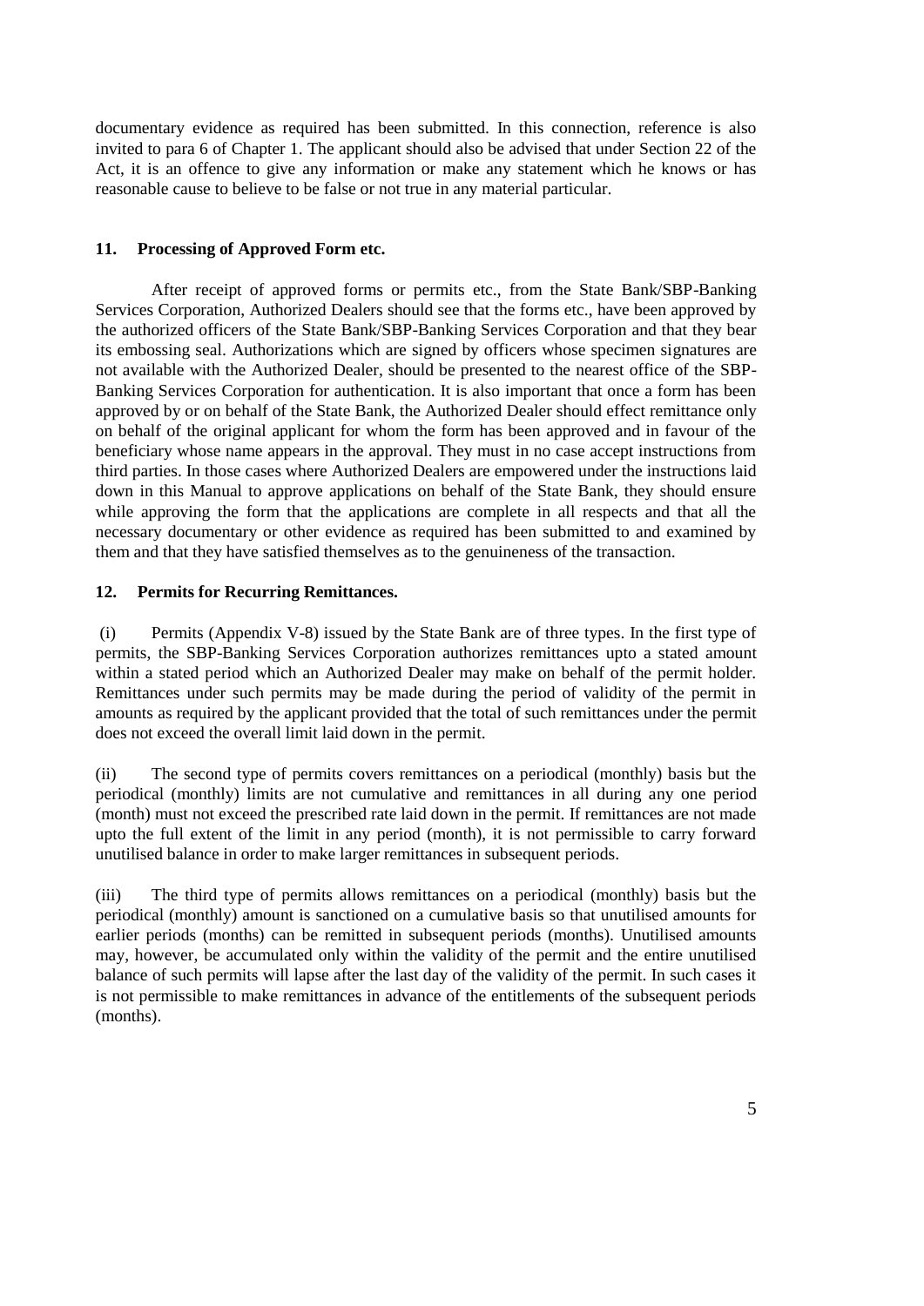documentary evidence as required has been submitted. In this connection, reference is also invited to para 6 of Chapter 1. The applicant should also be advised that under Section 22 of the Act, it is an offence to give any information or make any statement which he knows or has reasonable cause to believe to be false or not true in any material particular.

**11. Processing of Approved Form etc.**

After receipt of approved forms or permits etc., from the State Bank/SBP-Banking Services Corporation, Authorized Dealers should see that the forms etc., have been approved by the authorized officers of the State Bank/SBP-Banking Services Corporation and that they bear its embossing seal. Authorizations which are signed by officers whose specimen signatures are not available with the Authorized Dealer, should be presented to the nearest office of the SBP-Banking Services Corporation for authentication. It is also important that once a form has been approved by or on behalf of the State Bank, the Authorized Dealer should effect remittance only on behalf of the original applicant for whom the form has been approved and in favour of the beneficiary whose name appears in the approval. They must in no case accept instructions from third parties. In those cases where Authorized Dealers are empowered under the instructions laid down in this Manual to approve applications on behalf of the State Bank, they should ensure while approving the form that the applications are complete in all respects and that all the necessary documentary or other evidence as required has been submitted to and examined by them and that they have satisfied themselves as to the genuineness of the transaction.

**12. Permits for Recurring Remittances.**

(i) Permits (Appendix V-8) issued by the State Bank are of three types. In the first type of permits, the SBP-Banking Services Corporation authorizes remittances upto a stated amount within a stated period which an Authorized Dealer may make on behalf of the permit holder. Remittances under such permits may be made during the period of validity of the permit in amounts as required by the applicant provided that the total of such remittances under the permit does not exceed the overall limit laid down in the permit.

(ii) The second type of permits covers remittances on a periodical (monthly) basis but the periodical (monthly) limits are not cumulative and remittances in all during any one period (month) must not exceed the prescribed rate laid down in the permit. If remittances are not made upto the full extent of the limit in any period (month), it is not permissible to carry forward unutilised balance in order to make larger remittances in subsequent periods.

(iii) The third type of permits allows remittances on a periodical (monthly) basis but the periodical (monthly) amount is sanctioned on a cumulative basis so that unutilised amounts for earlier periods (months) can be remitted in subsequent periods (months). Unutilised amounts may, however, be accumulated only within the validity of the permit and the entire unutilised balance of such permits will lapse after the last day of the validity of the permit. In such cases it is not permissible to make remittances in advance of the entitlements of the subsequent periods (months).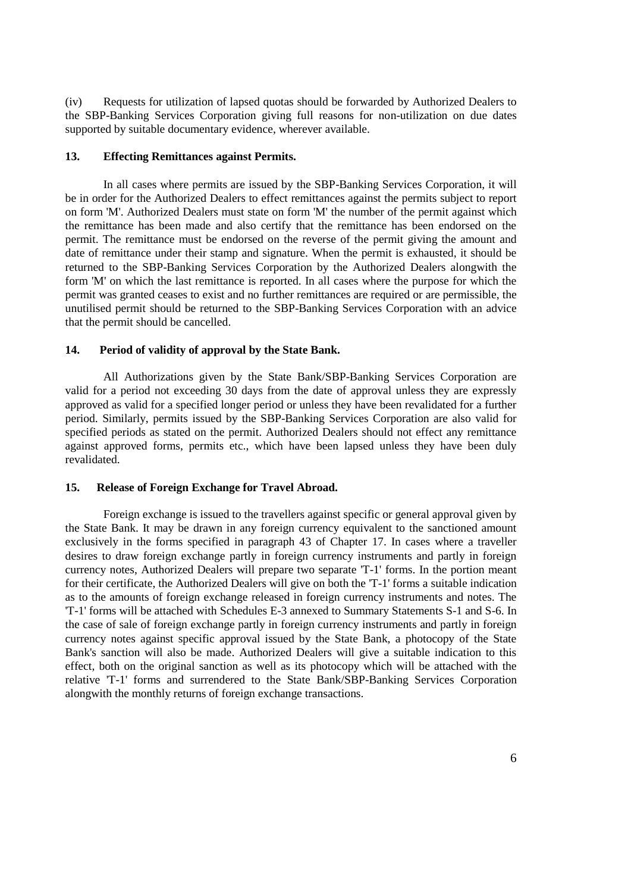(iv) Requests for utilization of lapsed quotas should be forwarded by Authorized Dealers to the SBP-Banking Services Corporation giving full reasons for non-utilization on due dates supported by suitable documentary evidence, wherever available.

### 13. Effecting Remittances against Permits.

In all cases where permits are issued by the SBP-Banking Services Corporation, it will be in order for the Authorized Dealers to effect remittances against the permits subject to report on form 'M'. Authorized Dealers must state on form 'M' the number of the permit against which the remittance has been made and also certify that the remittance has been endorsed on the permit. The remittance must be endorsed on the reverse of the permit giving the amount and date of remittance under their stamp and signature. When the permit is exhausted, it should be returned to the SBP-Banking Services Corporation by the Authorized Dealers alongwith the form 'M' on which the last remittance is reported. In all cases where the purpose for which the permit was granted ceases to exist and no further remittances are required or are permissible, the unutilised permit should be returned to the SBP-Banking Services Corporation with an advice that the permit should be cancelled.

### 14. Period of validity of approval by the State Bank.

All Authorizations given by the State Bank/SBP-Banking Services Corporation are valid for a period not exceeding 30 days from the date of approval unless they are expressly approved as valid for a specified longer period or unless they have been revalidated for a further period. Similarly, permits issued by the SBP-Banking Services Corporation are also valid for specified periods as stated on the permit. Authorized Dealers should not effect any remittance against approved forms, permits etc., which have been lapsed unless they have been duly revalidated.

### 15. Release of Foreign Exchange for Travel Abroad.

Foreign exchange is issued to the travellers against specific or general approval given by the State Bank. It may be drawn in any foreign currency equivalent to the sanctioned amount exclusively in the forms specified in paragraph 43 of Chapter 17. In cases where a traveller desires to draw foreign exchange partly in foreign currency instruments and partly in foreign currency notes, Authorized Dealers will prepare two separate 'T-1' forms. In the portion meant for their certificate, the Authorized Dealers will give on both the 'T-1' forms a suitable indication as to the amounts of foreign exchange released in foreign currency instruments and notes. The 'T-1' forms will be attached with Schedules E-3 annexed to Summary Statements S-1 and S-6. In the case of sale of foreign exchange partly in foreign currency instruments and partly in foreign currency notes against specific approval issued by the State Bank, a photocopy of the State Bank's sanction will also be made. Authorized Dealers will give a suitable indication to this effect, both on the original sanction as well as its photocopy which will be attached with the relative 'T-1' forms and surrendered to the State Bank/SBP-Banking Services Corporation alongwith the monthly returns of foreign exchange transactions.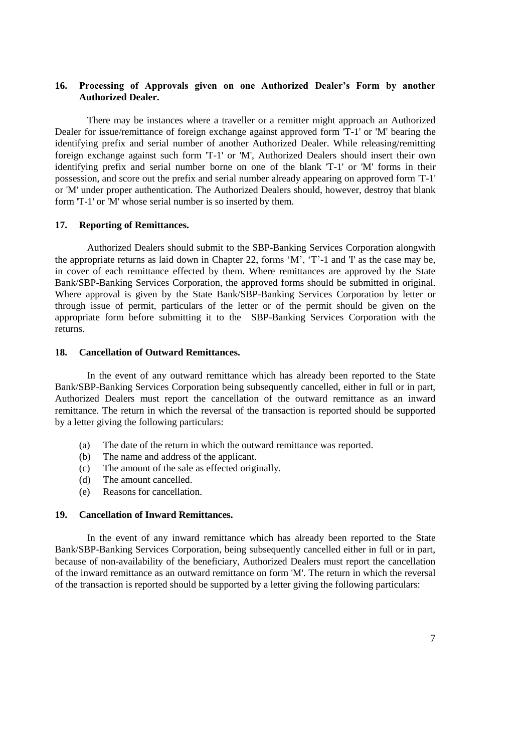## 16. Processing of Approvals given on one Authorized Dealer's Form by another Authorized Dealer.

There may be instances where a traveller or a remitter might approach an Authorized Dealer for issue/remittance of foreign exchange against approved form 'T-1' or 'M' bearing the identifying prefix and serial number of another Authorized Dealer. While releasing/remitting foreign exchange against such form 'T-1' or 'M', Authorized Dealers should insert their own identifying prefix and serial number borne on one of the blank 'T-1' or 'M' forms in their possession, and score out the prefix and serial number already appearing on approved form 'T-1' or 'M' under proper authentication. The Authorized Dealers should, however, destroy that blank form 'T-1' or 'M' whose serial number is so inserted by them.

## 17. Reporting of Remittances.

Authorized Dealers should submit to the SBP-Banking Services Corporation alongwith the appropriate returns as laid down in Chapter 22, forms 'M', 'T'-1 and 'I' as the case may be, in cover of each remittance effected by them. Where remittances are approved by the State Bank/SBP-Banking Services Corporation, the approved forms should be submitted in original. Where approval is given by the State Bank/SBP-Banking Services Corporation by letter or through issue of permit, particulars of the letter or of the permit should be given on the appropriate form before submitting it to the SBP-Banking Services Corporation with the returns.

## 18. Cancellation of Outward Remittances.

In the event of any outward remittance which has already been reported to the State Bank/SBP-Banking Services Corporation being subsequently cancelled, either in full or in part, Authorized Dealers must report the cancellation of the outward remittance as an inward remittance. The return in which the reversal of the transaction is reported should be supported by a letter giving the following particulars:

- (a) The date of the return in which the outward remittance was reported.
- (b) The name and address of the applicant.
- (c) The amount of the sale as effected originally.
- (d) The amount cancelled.
- (e) Reasons for cancellation.

## 19. Cancellation of Inward Remittances.

In the event of any inward remittance which has already been reported to the State Bank/SBP-Banking Services Corporation, being subsequently cancelled either in full or in part, because of non-availability of the beneficiary, Authorized Dealers must report the cancellation of the inward remittance as an outward remittance on form 'M'. The return in which the reversal of the transaction is reported should be supported by a letter giving the following particulars: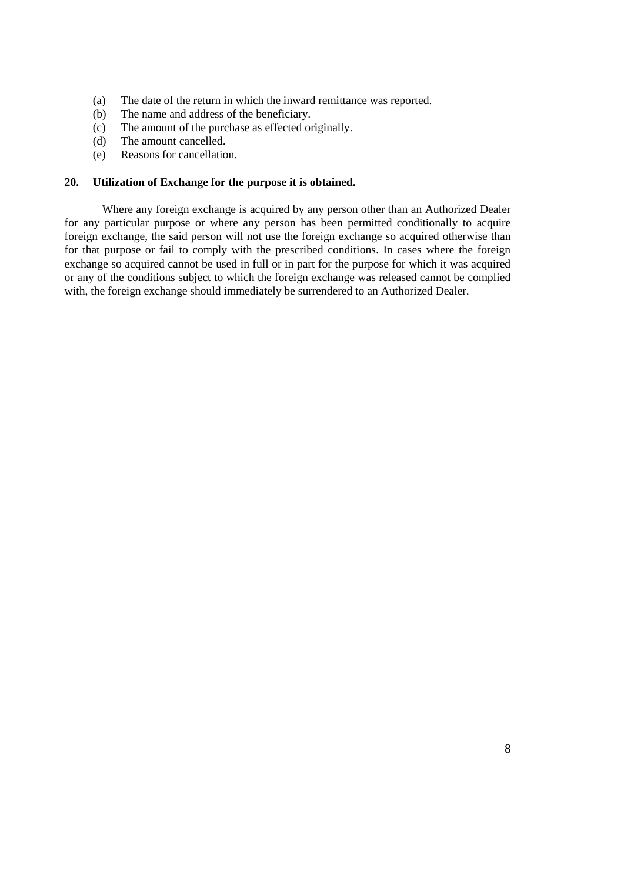(a) The date of the return in which the inward remittance was reported.
(b) The name and address of the beneficiary.
(c) The amount of the purchase as effected originally.
(d) The amount cancelled.
(e) Reasons for cancellation.

**20. Utilization of Exchange for the purpose it is obtained.**

Where any foreign exchange is acquired by any person other than an Authorized Dealer for any particular purpose or where any person has been permitted conditionally to acquire foreign exchange, the said person will not use the foreign exchange so acquired otherwise than for that purpose or fail to comply with the prescribed conditions. In cases where the foreign exchange so acquired cannot be used in full or in part for the purpose for which it was acquired or any of the conditions subject to which the foreign exchange was released cannot be complied with, the foreign exchange should immediately be surrendered to an Authorized Dealer.